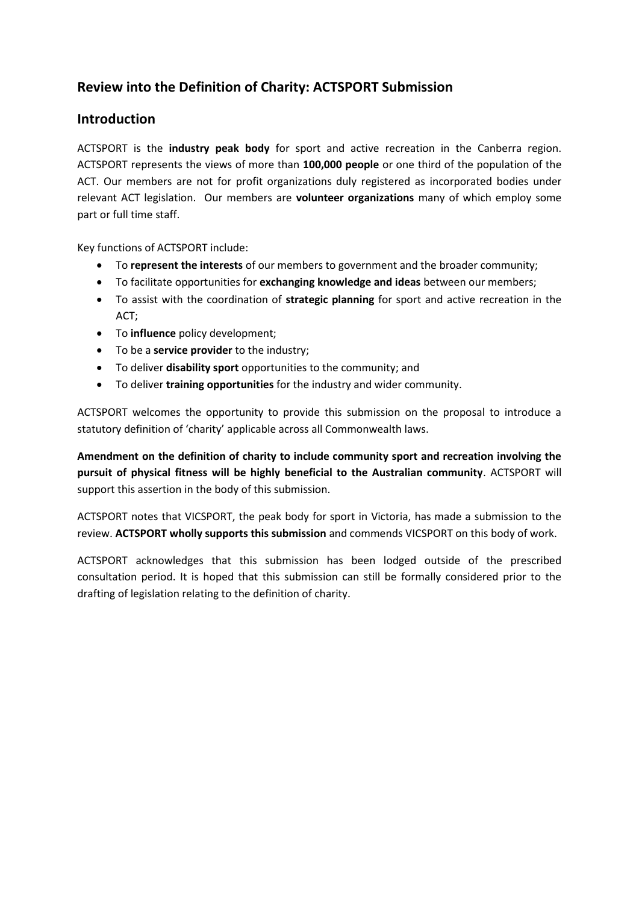## Review into the Definition of Charity: ACTSPORT Submission

## Introduction

ACTSPORT is the **industry peak body** for sport and active recreation in the Canberra region. ACTSPORT represents the views of more than **100,000 people** or one third of the population of the ACT. Our members are not for profit organizations duly registered as incorporated bodies under relevant ACT legislation. Our members are **volunteer organizations** many of which employ some part or full time staff.

Key functions of ACTSPORT include:

- To **represent the interests** of our members to government and the broader community;
- To facilitate opportunities for **exchanging knowledge and ideas** between our members;
- To assist with the coordination of **strategic planning** for sport and active recreation in the ACT;
- To **influence** policy development;
- To be a **service provider** to the industry;
- To deliver **disability sport** opportunities to the community; and
- To deliver **training opportunities** for the industry and wider community.

ACTSPORT welcomes the opportunity to provide this submission on the proposal to introduce a statutory definition of 'charity' applicable across all Commonwealth laws.

**Amendment on the definition of charity to include community sport and recreation involving the pursuit of physical fitness will be highly beneficial to the Australian community**. ACTSPORT will support this assertion in the body of this submission.

ACTSPORT notes that VICSPORT, the peak body for sport in Victoria, has made a submission to the review. **ACTSPORT wholly supports this submission** and commends VICSPORT on this body of work.

ACTSPORT acknowledges that this submission has been lodged outside of the prescribed consultation period. It is hoped that this submission can still be formally considered prior to the drafting of legislation relating to the definition of charity.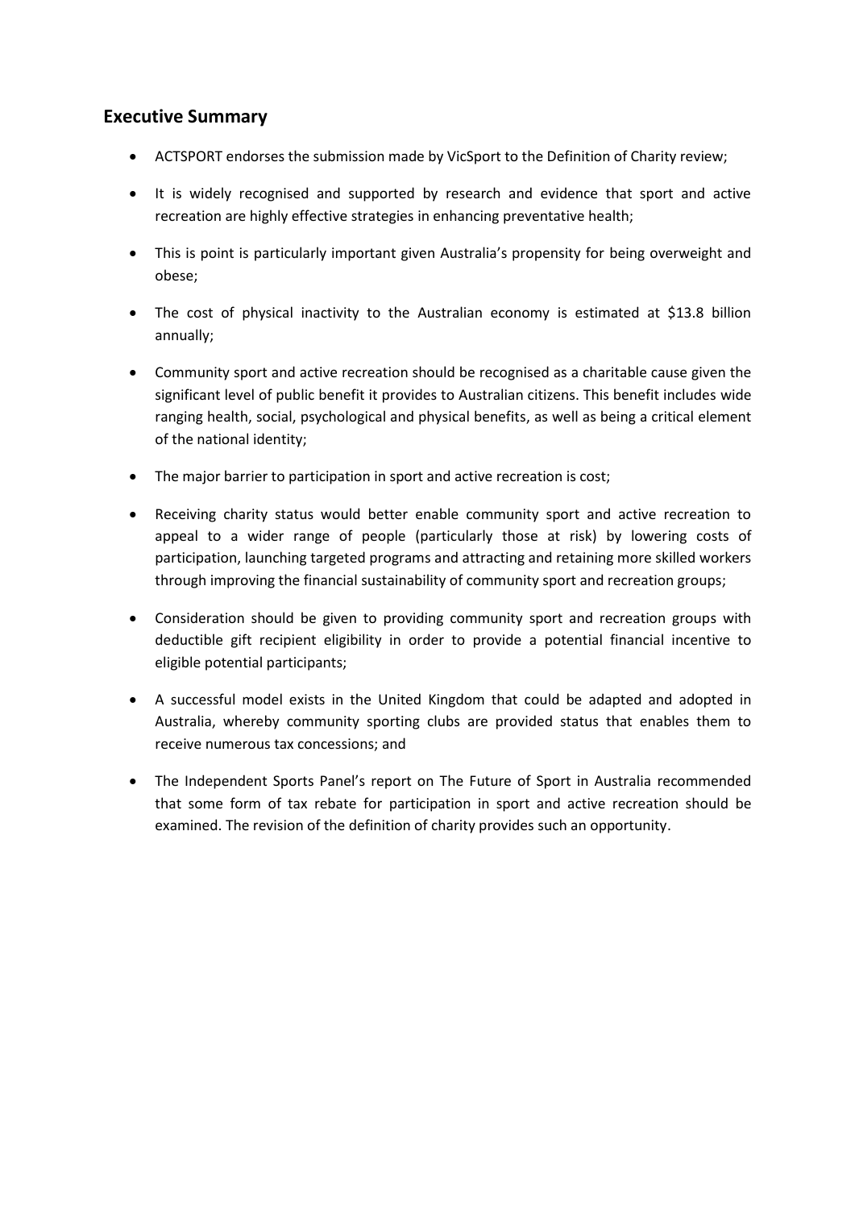## Executive Summary

- ACTSPORT endorses the submission made by VicSport to the Definition of Charity review;
- It is widely recognised and supported by research and evidence that sport and active recreation are highly effective strategies in enhancing preventative health;
- This is point is particularly important given Australia's propensity for being overweight and obese;
- The cost of physical inactivity to the Australian economy is estimated at $13.8 billion annually;
- Community sport and active recreation should be recognised as a charitable cause given the significant level of public benefit it provides to Australian citizens. This benefit includes wide ranging health, social, psychological and physical benefits, as well as being a critical element of the national identity;
- The major barrier to participation in sport and active recreation is cost;
- Receiving charity status would better enable community sport and active recreation to appeal to a wider range of people (particularly those at risk) by lowering costs of participation, launching targeted programs and attracting and retaining more skilled workers through improving the financial sustainability of community sport and recreation groups;
- Consideration should be given to providing community sport and recreation groups with deductible gift recipient eligibility in order to provide a potential financial incentive to eligible potential participants;
- A successful model exists in the United Kingdom that could be adapted and adopted in Australia, whereby community sporting clubs are provided status that enables them to receive numerous tax concessions; and
- The Independent Sports Panel's report on The Future of Sport in Australia recommended that some form of tax rebate for participation in sport and active recreation should be examined. The revision of the definition of charity provides such an opportunity.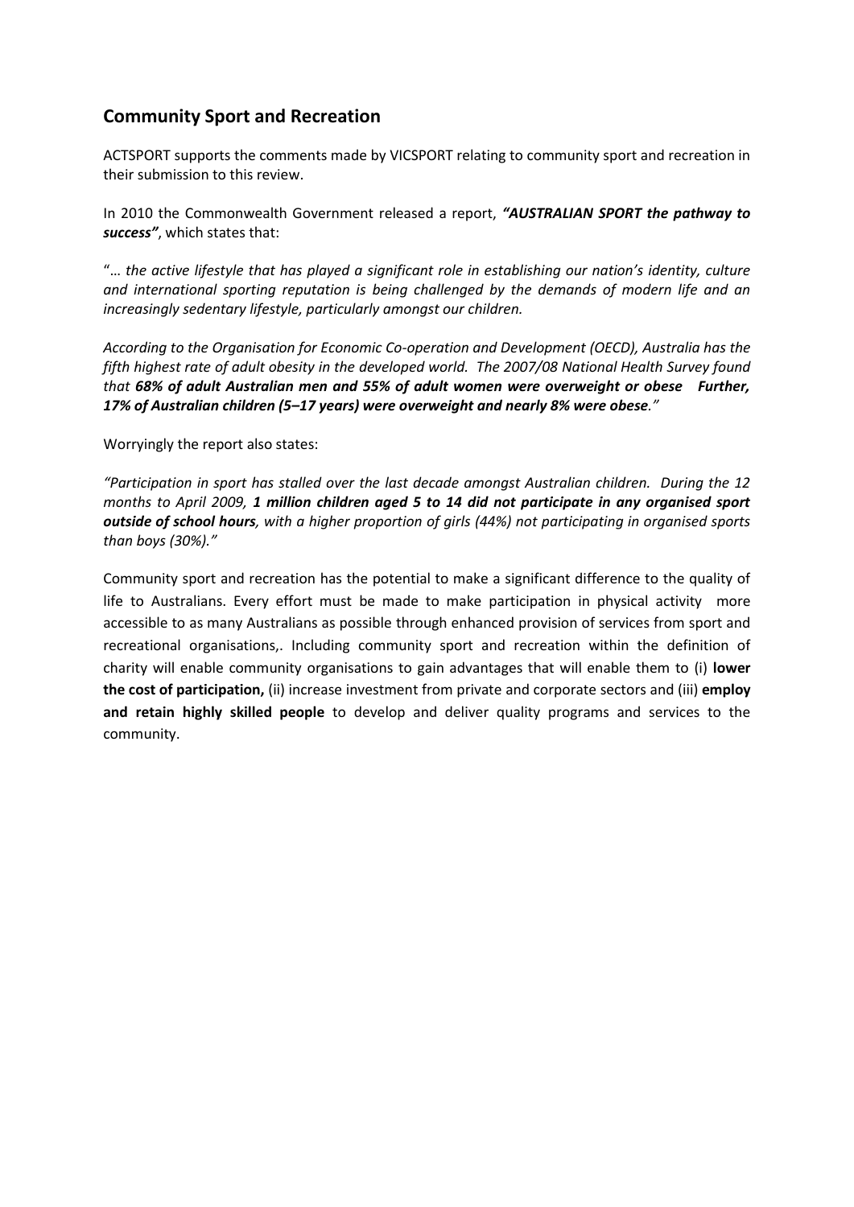## Community Sport and Recreation

ACTSPORT supports the comments made by VICSPORT relating to community sport and recreation in their submission to this review.

In 2010 the Commonwealth Government released a report, ***"AUSTRALIAN SPORT the pathway to success"***, which states that:

"*… the active lifestyle that has played a significant role in establishing our nation's identity, culture and international sporting reputation is being challenged by the demands of modern life and an increasingly sedentary lifestyle, particularly amongst our children.*

*According to the Organisation for Economic Co-operation and Development (OECD), Australia has the fifth highest rate of adult obesity in the developed world. The 2007/08 National Health Survey found that **68% of adult Australian men and 55% of adult women were overweight or obese Further, 17% of Australian children (5–17 years) were overweight and nearly 8% were obese**."*

Worryingly the report also states:

*"Participation in sport has stalled over the last decade amongst Australian children. During the 12 months to April 2009, **1 million children aged 5 to 14 did not participate in any organised sport outside of school hours**, with a higher proportion of girls (44%) not participating in organised sports than boys (30%)."*

Community sport and recreation has the potential to make a significant difference to the quality of life to Australians. Every effort must be made to make participation in physical activity more accessible to as many Australians as possible through enhanced provision of services from sport and recreational organisations,. Including community sport and recreation within the definition of charity will enable community organisations to gain advantages that will enable them to (i) **lower the cost of participation,** (ii) increase investment from private and corporate sectors and (iii) **employ and retain highly skilled people** to develop and deliver quality programs and services to the community.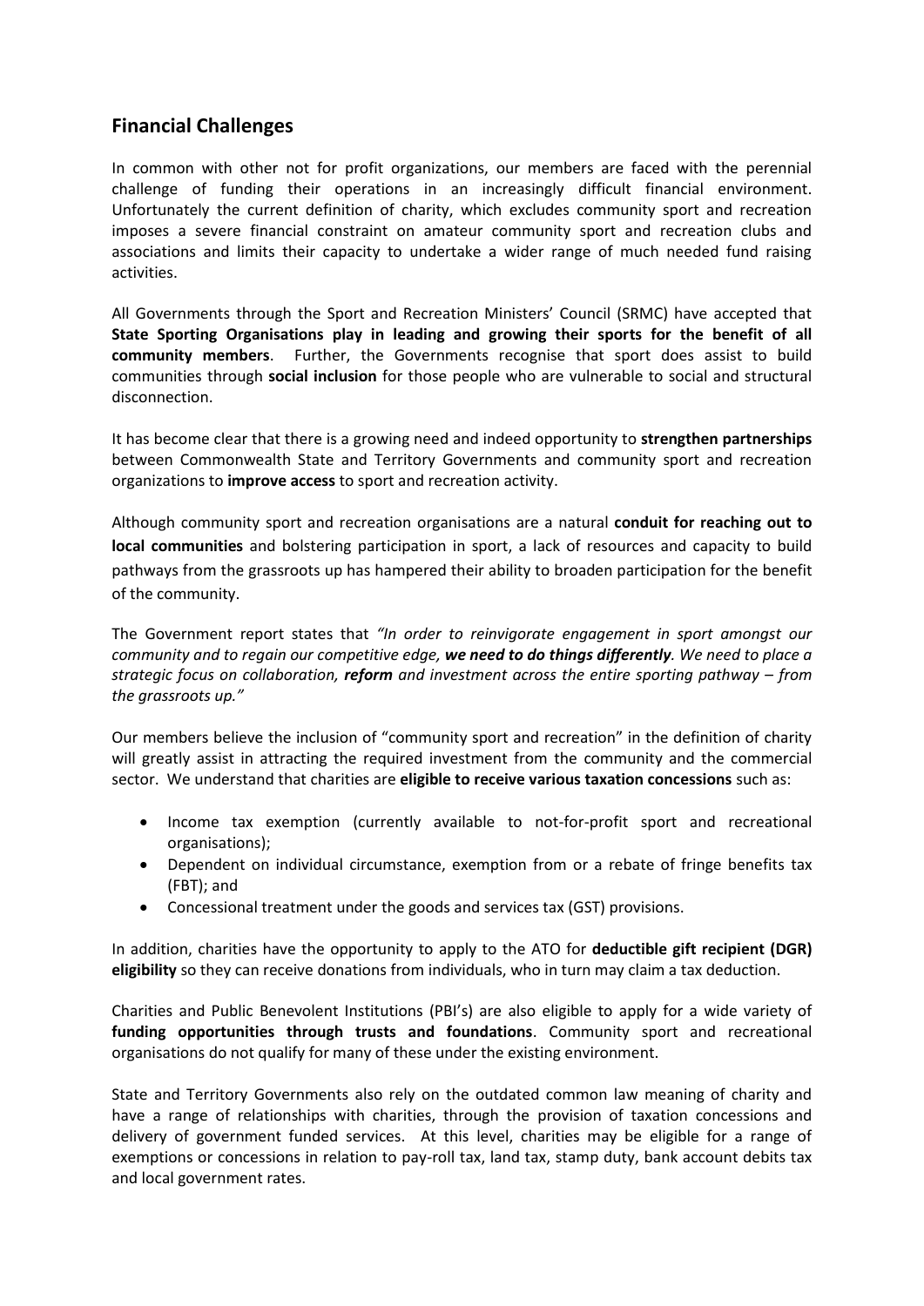## Financial Challenges

In common with other not for profit organizations, our members are faced with the perennial challenge of funding their operations in an increasingly difficult financial environment. Unfortunately the current definition of charity, which excludes community sport and recreation imposes a severe financial constraint on amateur community sport and recreation clubs and associations and limits their capacity to undertake a wider range of much needed fund raising activities.

All Governments through the Sport and Recreation Ministers' Council (SRMC) have accepted that **State Sporting Organisations play in leading and growing their sports for the benefit of all community members**. Further, the Governments recognise that sport does assist to build communities through **social inclusion** for those people who are vulnerable to social and structural disconnection.

It has become clear that there is a growing need and indeed opportunity to **strengthen partnerships** between Commonwealth State and Territory Governments and community sport and recreation organizations to **improve access** to sport and recreation activity.

Although community sport and recreation organisations are a natural **conduit for reaching out to local communities** and bolstering participation in sport, a lack of resources and capacity to build pathways from the grassroots up has hampered their ability to broaden participation for the benefit of the community.

The Government report states that *"In order to reinvigorate engagement in sport amongst our community and to regain our competitive edge, **we need to do things differently**. We need to place a strategic focus on collaboration, **reform** and investment across the entire sporting pathway – from the grassroots up."*

Our members believe the inclusion of "community sport and recreation" in the definition of charity will greatly assist in attracting the required investment from the community and the commercial sector. We understand that charities are **eligible to receive various taxation concessions** such as:

- Income tax exemption (currently available to not-for-profit sport and recreational organisations);
- Dependent on individual circumstance, exemption from or a rebate of fringe benefits tax (FBT); and
- Concessional treatment under the goods and services tax (GST) provisions.

In addition, charities have the opportunity to apply to the ATO for **deductible gift recipient (DGR) eligibility** so they can receive donations from individuals, who in turn may claim a tax deduction.

Charities and Public Benevolent Institutions (PBI's) are also eligible to apply for a wide variety of **funding opportunities through trusts and foundations**. Community sport and recreational organisations do not qualify for many of these under the existing environment.

State and Territory Governments also rely on the outdated common law meaning of charity and have a range of relationships with charities, through the provision of taxation concessions and delivery of government funded services. At this level, charities may be eligible for a range of exemptions or concessions in relation to pay-roll tax, land tax, stamp duty, bank account debits tax and local government rates.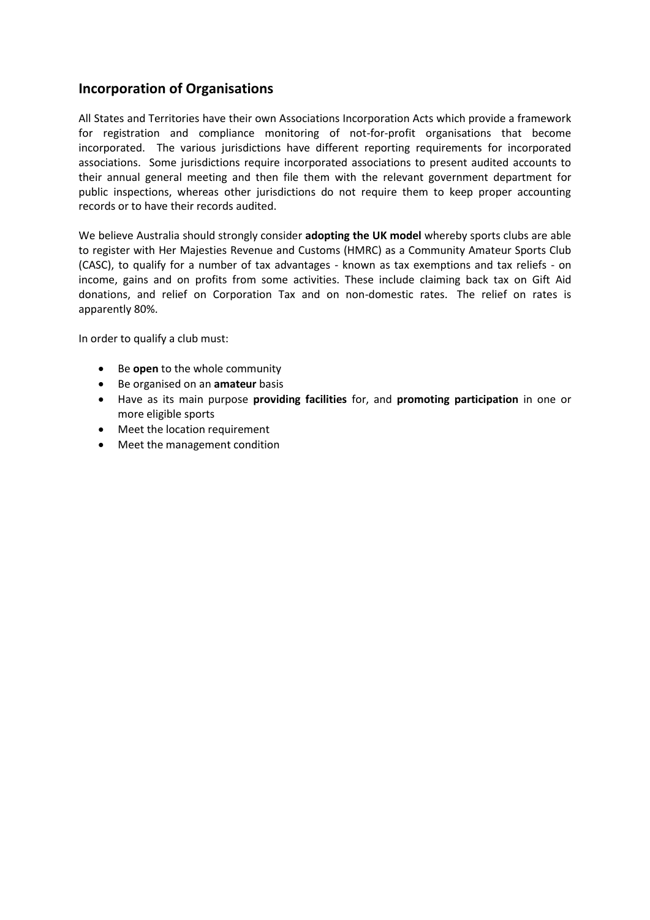## Incorporation of Organisations

All States and Territories have their own Associations Incorporation Acts which provide a framework for registration and compliance monitoring of not-for-profit organisations that become incorporated. The various jurisdictions have different reporting requirements for incorporated associations. Some jurisdictions require incorporated associations to present audited accounts to their annual general meeting and then file them with the relevant government department for public inspections, whereas other jurisdictions do not require them to keep proper accounting records or to have their records audited.

We believe Australia should strongly consider **adopting the UK model** whereby sports clubs are able to register with Her Majesties Revenue and Customs (HMRC) as a Community Amateur Sports Club (CASC), to qualify for a number of tax advantages - known as tax exemptions and tax reliefs - on income, gains and on profits from some activities. These include claiming back tax on Gift Aid donations, and relief on Corporation Tax and on non-domestic rates. The relief on rates is apparently 80%.

In order to qualify a club must:

- Be **open** to the whole community
- Be organised on an **amateur** basis
- Have as its main purpose **providing facilities** for, and **promoting participation** in one or more eligible sports
- Meet the location requirement
- Meet the management condition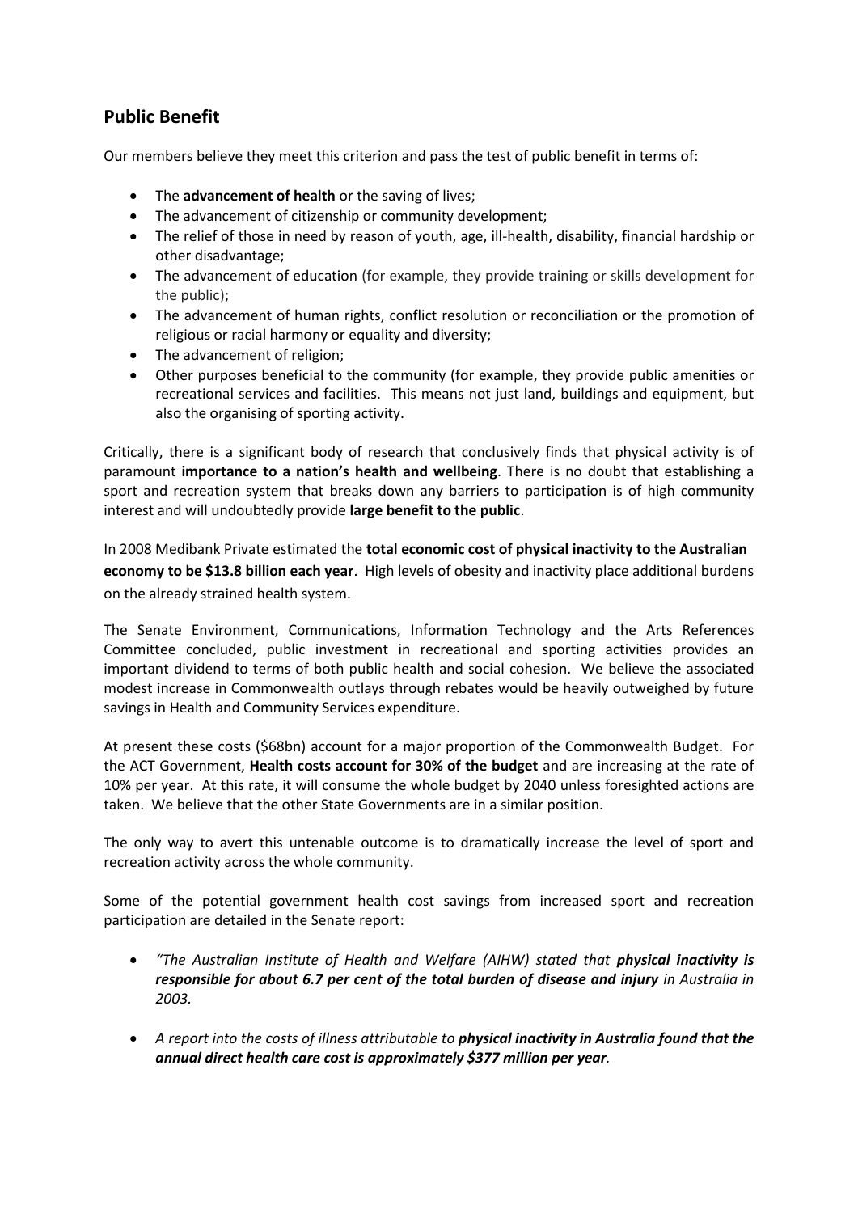## Public Benefit

Our members believe they meet this criterion and pass the test of public benefit in terms of:

- The **advancement of health** or the saving of lives;
- The advancement of citizenship or community development;
- The relief of those in need by reason of youth, age, ill-health, disability, financial hardship or other disadvantage;
- The advancement of education (for example, they provide training or skills development for the public);
- The advancement of human rights, conflict resolution or reconciliation or the promotion of religious or racial harmony or equality and diversity;
- The advancement of religion;
- Other purposes beneficial to the community (for example, they provide public amenities or recreational services and facilities. This means not just land, buildings and equipment, but also the organising of sporting activity.

Critically, there is a significant body of research that conclusively finds that physical activity is of paramount **importance to a nation's health and wellbeing**. There is no doubt that establishing a sport and recreation system that breaks down any barriers to participation is of high community interest and will undoubtedly provide **large benefit to the public**.

In 2008 Medibank Private estimated the **total economic cost of physical inactivity to the Australian economy to be $13.8 billion each year**. High levels of obesity and inactivity place additional burdens on the already strained health system.

The Senate Environment, Communications, Information Technology and the Arts References Committee concluded, public investment in recreational and sporting activities provides an important dividend to terms of both public health and social cohesion. We believe the associated modest increase in Commonwealth outlays through rebates would be heavily outweighed by future savings in Health and Community Services expenditure.

At present these costs ($68bn) account for a major proportion of the Commonwealth Budget. For the ACT Government, **Health costs account for 30% of the budget** and are increasing at the rate of 10% per year. At this rate, it will consume the whole budget by 2040 unless foresighted actions are taken. We believe that the other State Governments are in a similar position.

The only way to avert this untenable outcome is to dramatically increase the level of sport and recreation activity across the whole community.

Some of the potential government health cost savings from increased sport and recreation participation are detailed in the Senate report:

- *"The Australian Institute of Health and Welfare (AIHW) stated that **physical inactivity is responsible for about 6.7 per cent of the total burden of disease and injury** in Australia in 2003.*

- *A report into the costs of illness attributable to **physical inactivity in Australia found that the annual direct health care cost is approximately $377 million per year**.*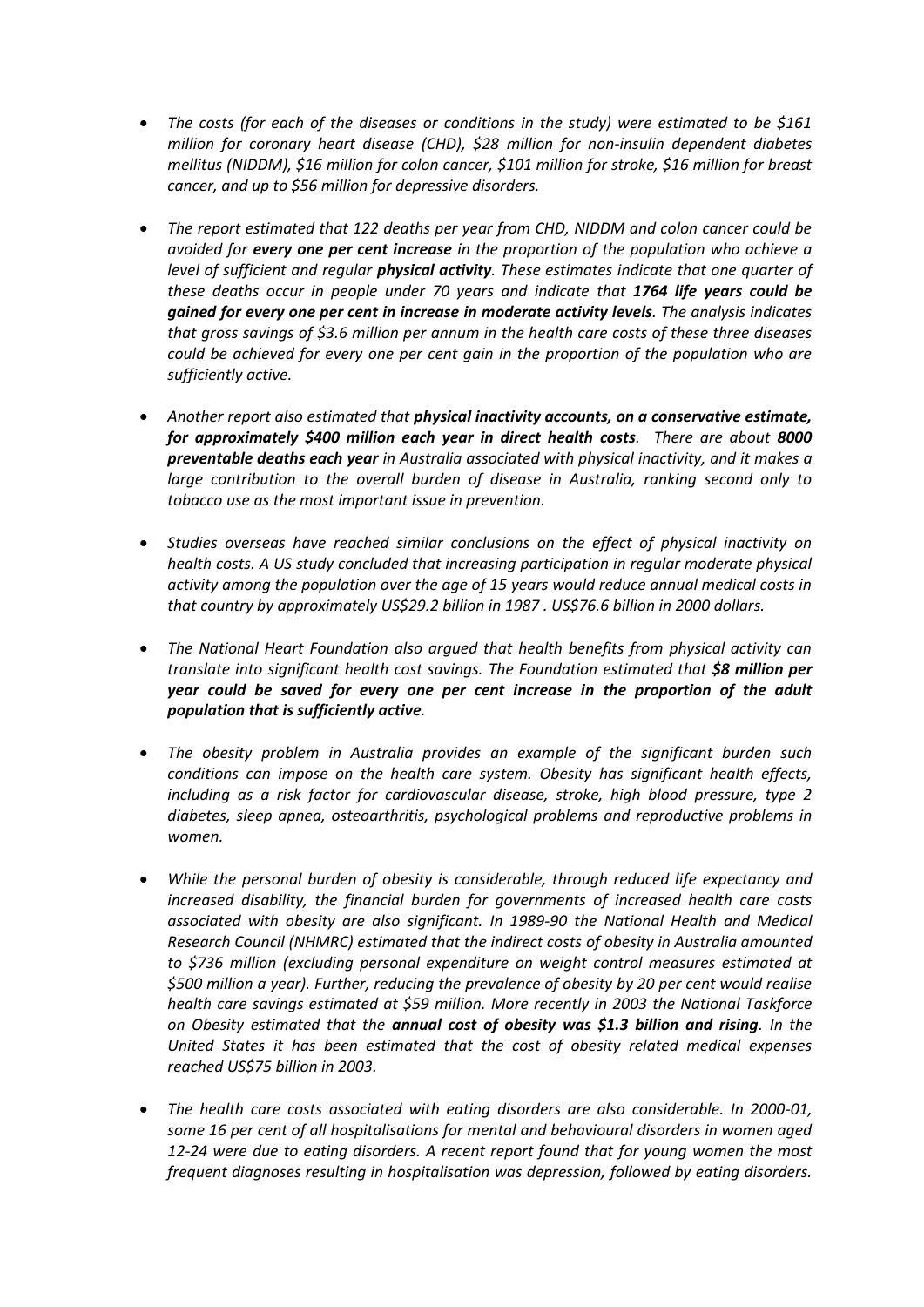- *The costs (for each of the diseases or conditions in the study) were estimated to be $161 million for coronary heart disease (CHD), $28 million for non-insulin dependent diabetes mellitus (NIDDM), $16 million for colon cancer, $101 million for stroke, $16 million for breast cancer, and up to $56 million for depressive disorders.*

- *The report estimated that 122 deaths per year from CHD, NIDDM and colon cancer could be avoided for **every one per cent increase** in the proportion of the population who achieve a level of sufficient and regular **physical activity**. These estimates indicate that one quarter of these deaths occur in people under 70 years and indicate that **1764 life years could be gained for every one per cent in increase in moderate activity levels**. The analysis indicates that gross savings of $3.6 million per annum in the health care costs of these three diseases could be achieved for every one per cent gain in the proportion of the population who are sufficiently active.*

- *Another report also estimated that **physical inactivity accounts, on a conservative estimate, for approximately $400 million each year in direct health costs**. There are about **8000 preventable deaths each year** in Australia associated with physical inactivity, and it makes a large contribution to the overall burden of disease in Australia, ranking second only to tobacco use as the most important issue in prevention.*

- *Studies overseas have reached similar conclusions on the effect of physical inactivity on health costs. A US study concluded that increasing participation in regular moderate physical activity among the population over the age of 15 years would reduce annual medical costs in that country by approximately US$29.2 billion in 1987 . US$76.6 billion in 2000 dollars.*

- *The National Heart Foundation also argued that health benefits from physical activity can translate into significant health cost savings. The Foundation estimated that **$8 million per year could be saved for every one per cent increase in the proportion of the adult population that is sufficiently active**.*

- *The obesity problem in Australia provides an example of the significant burden such conditions can impose on the health care system. Obesity has significant health effects, including as a risk factor for cardiovascular disease, stroke, high blood pressure, type 2 diabetes, sleep apnea, osteoarthritis, psychological problems and reproductive problems in women.*

- *While the personal burden of obesity is considerable, through reduced life expectancy and increased disability, the financial burden for governments of increased health care costs associated with obesity are also significant. In 1989-90 the National Health and Medical Research Council (NHMRC) estimated that the indirect costs of obesity in Australia amounted to $736 million (excluding personal expenditure on weight control measures estimated at $500 million a year). Further, reducing the prevalence of obesity by 20 per cent would realise health care savings estimated at $59 million. More recently in 2003 the National Taskforce on Obesity estimated that the **annual cost of obesity was $1.3 billion and rising**. In the United States it has been estimated that the cost of obesity related medical expenses reached US$75 billion in 2003.*

- *The health care costs associated with eating disorders are also considerable. In 2000-01, some 16 per cent of all hospitalisations for mental and behavioural disorders in women aged 12-24 were due to eating disorders. A recent report found that for young women the most frequent diagnoses resulting in hospitalisation was depression, followed by eating disorders.*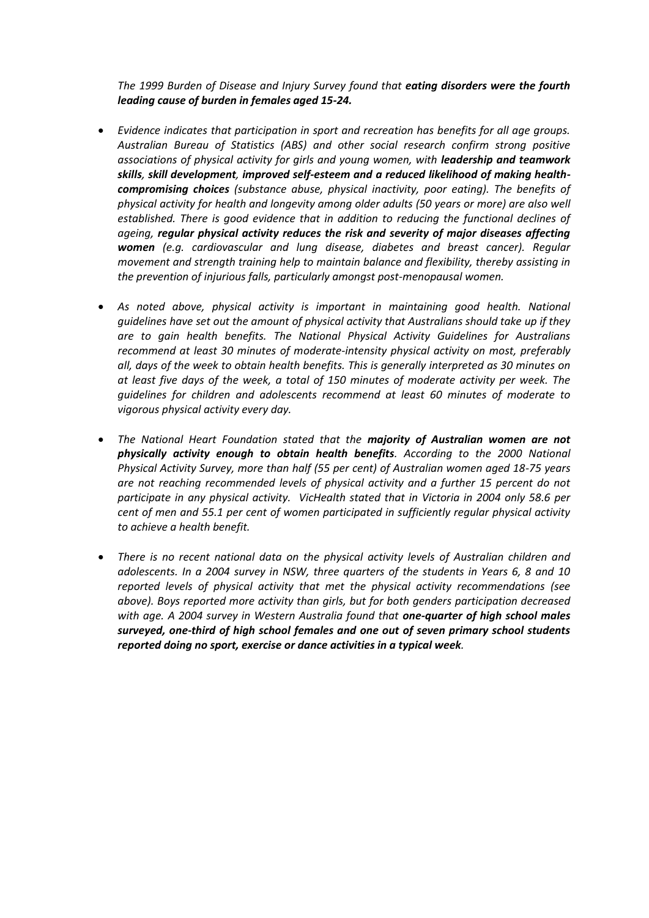*The 1999 Burden of Disease and Injury Survey found that **eating disorders were the fourth leading cause of burden in females aged 15-24.***

- *Evidence indicates that participation in sport and recreation has benefits for all age groups. Australian Bureau of Statistics (ABS) and other social research confirm strong positive associations of physical activity for girls and young women, with **leadership and teamwork skills**, **skill development**, **improved self-esteem and a reduced likelihood of making health-compromising choices** (substance abuse, physical inactivity, poor eating). The benefits of physical activity for health and longevity among older adults (50 years or more) are also well established. There is good evidence that in addition to reducing the functional declines of ageing, **regular physical activity reduces the risk and severity of major diseases affecting women** (e.g. cardiovascular and lung disease, diabetes and breast cancer). Regular movement and strength training help to maintain balance and flexibility, thereby assisting in the prevention of injurious falls, particularly amongst post-menopausal women.*

- *As noted above, physical activity is important in maintaining good health. National guidelines have set out the amount of physical activity that Australians should take up if they are to gain health benefits. The National Physical Activity Guidelines for Australians recommend at least 30 minutes of moderate-intensity physical activity on most, preferably all, days of the week to obtain health benefits. This is generally interpreted as 30 minutes on at least five days of the week, a total of 150 minutes of moderate activity per week. The guidelines for children and adolescents recommend at least 60 minutes of moderate to vigorous physical activity every day.*

- *The National Heart Foundation stated that the **majority of Australian women are not physically activity enough to obtain health benefits**. According to the 2000 National Physical Activity Survey, more than half (55 per cent) of Australian women aged 18-75 years are not reaching recommended levels of physical activity and a further 15 percent do not participate in any physical activity. VicHealth stated that in Victoria in 2004 only 58.6 per cent of men and 55.1 per cent of women participated in sufficiently regular physical activity to achieve a health benefit.*

- *There is no recent national data on the physical activity levels of Australian children and adolescents. In a 2004 survey in NSW, three quarters of the students in Years 6, 8 and 10 reported levels of physical activity that met the physical activity recommendations (see above). Boys reported more activity than girls, but for both genders participation decreased with age. A 2004 survey in Western Australia found that **one-quarter of high school males surveyed, one-third of high school females and one out of seven primary school students reported doing no sport, exercise or dance activities in a typical week**.*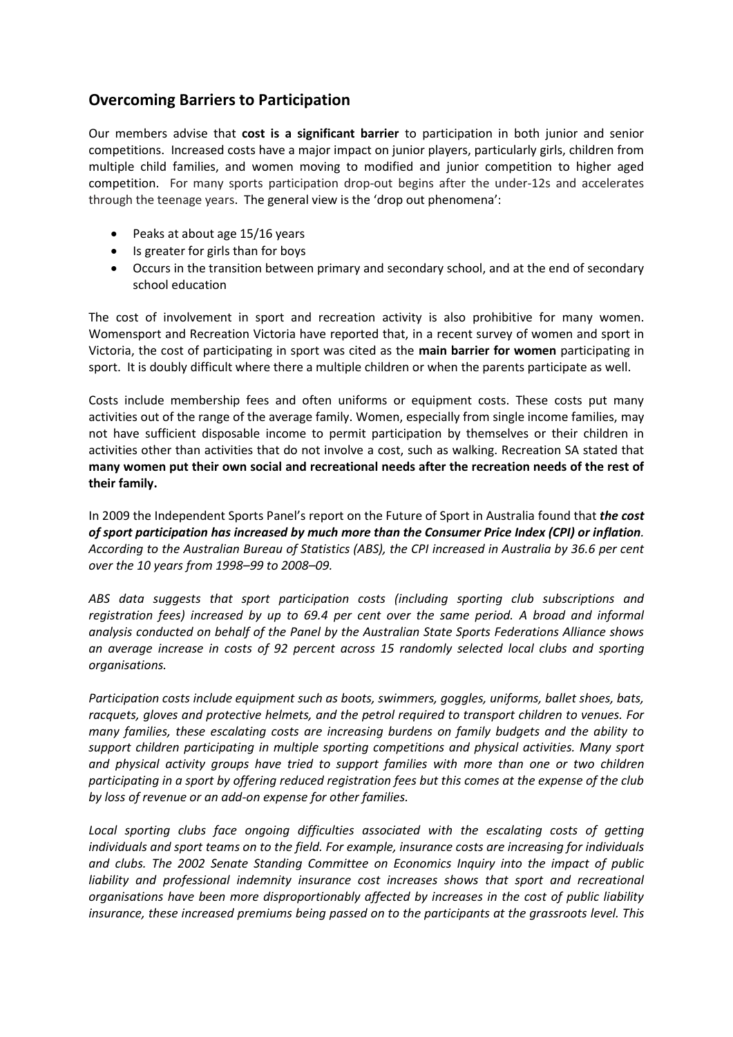## Overcoming Barriers to Participation

Our members advise that **cost is a significant barrier** to participation in both junior and senior competitions. Increased costs have a major impact on junior players, particularly girls, children from multiple child families, and women moving to modified and junior competition to higher aged competition. For many sports participation drop-out begins after the under-12s and accelerates through the teenage years. The general view is the 'drop out phenomena':

- Peaks at about age 15/16 years
- Is greater for girls than for boys
- Occurs in the transition between primary and secondary school, and at the end of secondary school education

The cost of involvement in sport and recreation activity is also prohibitive for many women. Womensport and Recreation Victoria have reported that, in a recent survey of women and sport in Victoria, the cost of participating in sport was cited as the **main barrier for women** participating in sport. It is doubly difficult where there a multiple children or when the parents participate as well.

Costs include membership fees and often uniforms or equipment costs. These costs put many activities out of the range of the average family. Women, especially from single income families, may not have sufficient disposable income to permit participation by themselves or their children in activities other than activities that do not involve a cost, such as walking. Recreation SA stated that **many women put their own social and recreational needs after the recreation needs of the rest of their family.**

In 2009 the Independent Sports Panel's report on the Future of Sport in Australia found that ***the cost of sport participation has increased by much more than the Consumer Price Index (CPI) or inflation****. According to the Australian Bureau of Statistics (ABS), the CPI increased in Australia by 36.6 per cent over the 10 years from 1998–99 to 2008–09.*

*ABS data suggests that sport participation costs (including sporting club subscriptions and registration fees) increased by up to 69.4 per cent over the same period. A broad and informal analysis conducted on behalf of the Panel by the Australian State Sports Federations Alliance shows an average increase in costs of 92 percent across 15 randomly selected local clubs and sporting organisations.*

*Participation costs include equipment such as boots, swimmers, goggles, uniforms, ballet shoes, bats, racquets, gloves and protective helmets, and the petrol required to transport children to venues. For many families, these escalating costs are increasing burdens on family budgets and the ability to support children participating in multiple sporting competitions and physical activities. Many sport and physical activity groups have tried to support families with more than one or two children participating in a sport by offering reduced registration fees but this comes at the expense of the club by loss of revenue or an add-on expense for other families.*

*Local sporting clubs face ongoing difficulties associated with the escalating costs of getting individuals and sport teams on to the field. For example, insurance costs are increasing for individuals and clubs. The 2002 Senate Standing Committee on Economics Inquiry into the impact of public liability and professional indemnity insurance cost increases shows that sport and recreational organisations have been more disproportionably affected by increases in the cost of public liability insurance, these increased premiums being passed on to the participants at the grassroots level. This*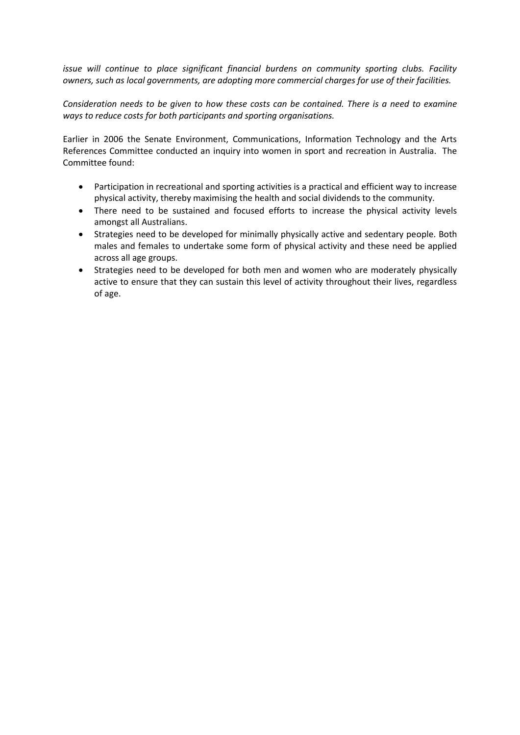*issue will continue to place significant financial burdens on community sporting clubs. Facility owners, such as local governments, are adopting more commercial charges for use of their facilities.*

*Consideration needs to be given to how these costs can be contained. There is a need to examine ways to reduce costs for both participants and sporting organisations.*

Earlier in 2006 the Senate Environment, Communications, Information Technology and the Arts References Committee conducted an inquiry into women in sport and recreation in Australia. The Committee found:

- Participation in recreational and sporting activities is a practical and efficient way to increase physical activity, thereby maximising the health and social dividends to the community.
- There need to be sustained and focused efforts to increase the physical activity levels amongst all Australians.
- Strategies need to be developed for minimally physically active and sedentary people. Both males and females to undertake some form of physical activity and these need be applied across all age groups.
- Strategies need to be developed for both men and women who are moderately physically active to ensure that they can sustain this level of activity throughout their lives, regardless of age.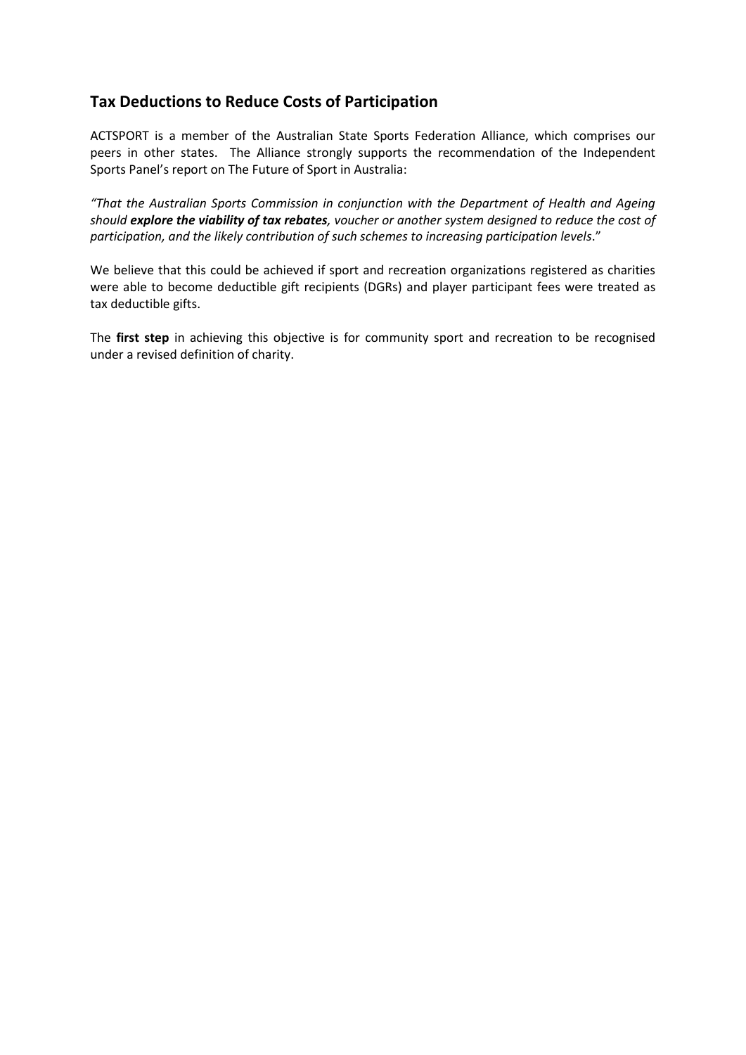## Tax Deductions to Reduce Costs of Participation

ACTSPORT is a member of the Australian State Sports Federation Alliance, which comprises our peers in other states. The Alliance strongly supports the recommendation of the Independent Sports Panel's report on The Future of Sport in Australia:

*"That the Australian Sports Commission in conjunction with the Department of Health and Ageing should **explore the viability of tax rebates**, voucher or another system designed to reduce the cost of participation, and the likely contribution of such schemes to increasing participation levels*."

We believe that this could be achieved if sport and recreation organizations registered as charities were able to become deductible gift recipients (DGRs) and player participant fees were treated as tax deductible gifts.

The **first step** in achieving this objective is for community sport and recreation to be recognised under a revised definition of charity.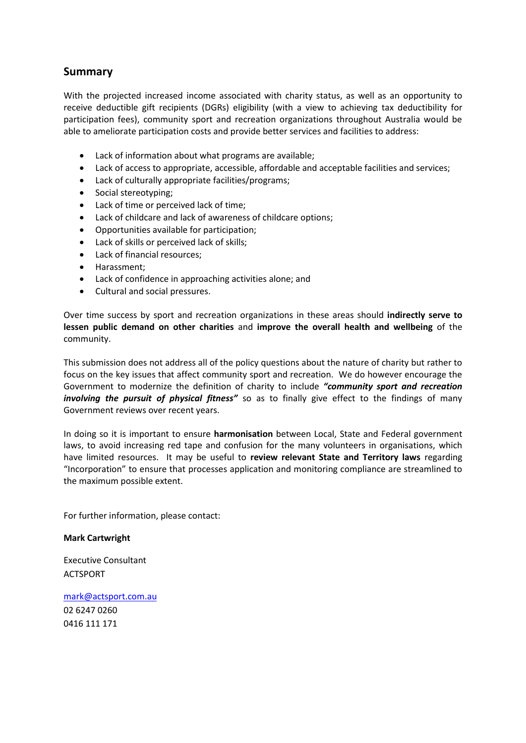## Summary

With the projected increased income associated with charity status, as well as an opportunity to receive deductible gift recipients (DGRs) eligibility (with a view to achieving tax deductibility for participation fees), community sport and recreation organizations throughout Australia would be able to ameliorate participation costs and provide better services and facilities to address:

- Lack of information about what programs are available;
- Lack of access to appropriate, accessible, affordable and acceptable facilities and services;
- Lack of culturally appropriate facilities/programs;
- Social stereotyping;
- Lack of time or perceived lack of time;
- Lack of childcare and lack of awareness of childcare options;
- Opportunities available for participation;
- Lack of skills or perceived lack of skills;
- Lack of financial resources;
- Harassment;
- Lack of confidence in approaching activities alone; and
- Cultural and social pressures.

Over time success by sport and recreation organizations in these areas should **indirectly serve to lessen public demand on other charities** and **improve the overall health and wellbeing** of the community.

This submission does not address all of the policy questions about the nature of charity but rather to focus on the key issues that affect community sport and recreation. We do however encourage the Government to modernize the definition of charity to include ***"community sport and recreation involving the pursuit of physical fitness"*** so as to finally give effect to the findings of many Government reviews over recent years.

In doing so it is important to ensure **harmonisation** between Local, State and Federal government laws, to avoid increasing red tape and confusion for the many volunteers in organisations, which have limited resources. It may be useful to **review relevant State and Territory laws** regarding "Incorporation" to ensure that processes application and monitoring compliance are streamlined to the maximum possible extent.

For further information, please contact:

**Mark Cartwright**

Executive Consultant
ACTSPORT

mark@actsport.com.au
02 6247 0260
0416 111 171